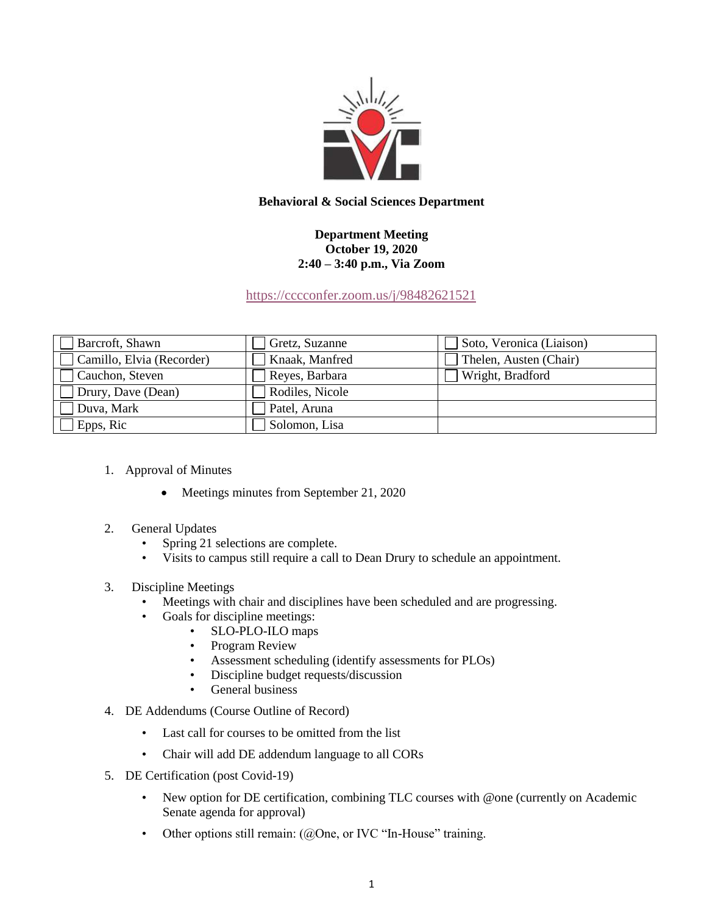**Behavioral & Social Sciences Department**

**Department Meeting**
**October 19, 2020**
**2:40 – 3:40 p.m., Via Zoom**

https://cccconfer.zoom.us/j/98482621521

| | | |
|---|---|---|
| ☐ Barcroft, Shawn | ☐ Gretz, Suzanne | ☐ Soto, Veronica (Liaison) |
| ☐ Camillo, Elvia (Recorder) | ☐ Knaak, Manfred | ☐ Thelen, Austen (Chair) |
| ☐ Cauchon, Steven | ☐ Reyes, Barbara | ☐ Wright, Bradford |
| ☐ Drury, Dave (Dean) | ☐ Rodiles, Nicole | |
| ☐ Duva, Mark | ☐ Patel, Aruna | |
| ☐ Epps, Ric | ☐ Solomon, Lisa | |

1. Approval of Minutes
   - Meetings minutes from September 21, 2020

2. General Updates
   - Spring 21 selections are complete.
   - Visits to campus still require a call to Dean Drury to schedule an appointment.

3. Discipline Meetings
   - Meetings with chair and disciplines have been scheduled and are progressing.
   - Goals for discipline meetings:
     - SLO-PLO-ILO maps
     - Program Review
     - Assessment scheduling (identify assessments for PLOs)
     - Discipline budget requests/discussion
     - General business

4. DE Addendums (Course Outline of Record)
   - Last call for courses to be omitted from the list
   - Chair will add DE addendum language to all CORs

5. DE Certification (post Covid-19)
   - New option for DE certification, combining TLC courses with @one (currently on Academic Senate agenda for approval)
   - Other options still remain: (@One, or IVC "In-House" training.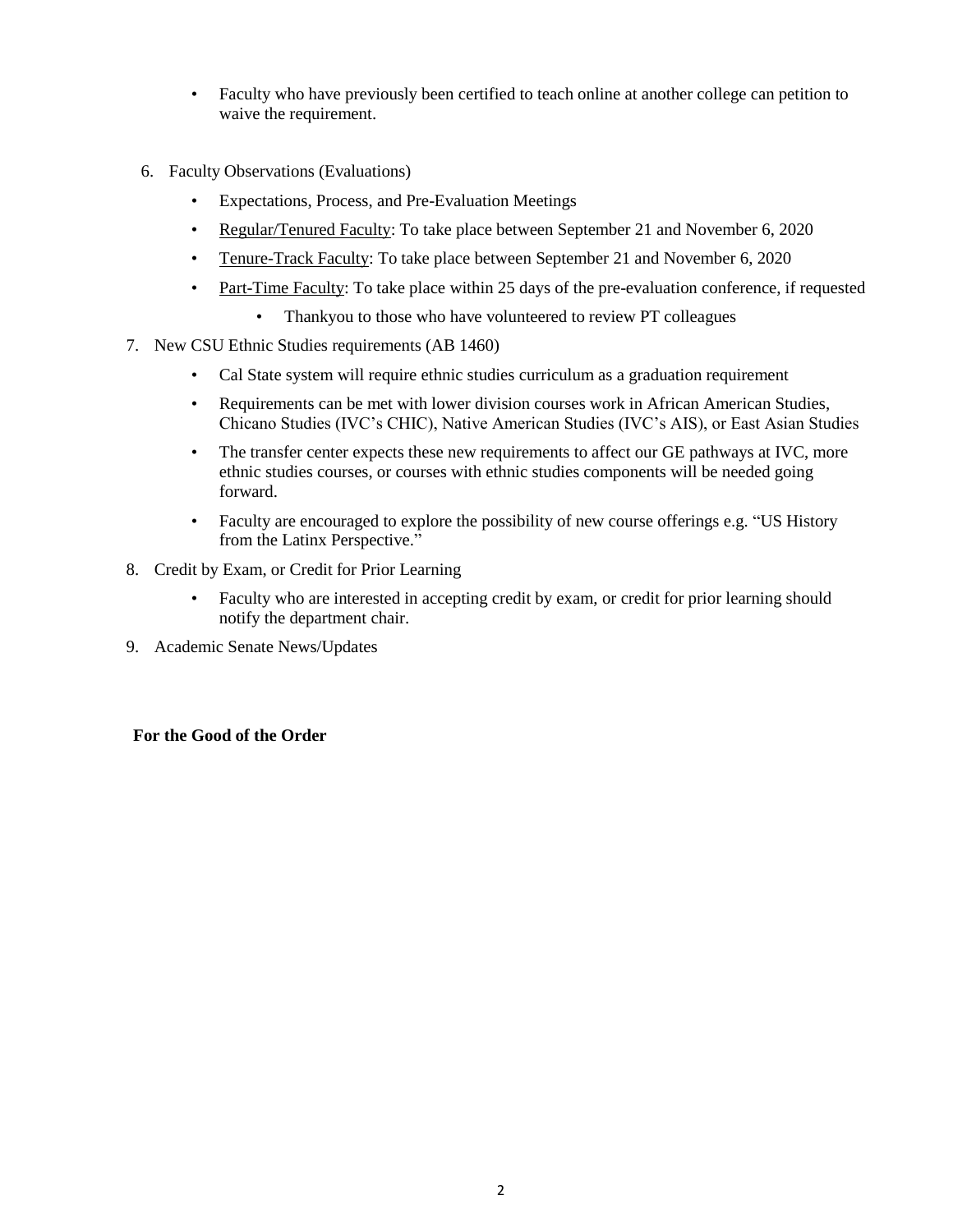- Faculty who have previously been certified to teach online at another college can petition to waive the requirement.

6. Faculty Observations (Evaluations)
    - Expectations, Process, and Pre-Evaluation Meetings
    - Regular/Tenured Faculty: To take place between September 21 and November 6, 2020
    - Tenure-Track Faculty: To take place between September 21 and November 6, 2020
    - Part-Time Faculty: To take place within 25 days of the pre-evaluation conference, if requested
        - Thankyou to those who have volunteered to review PT colleagues
7. New CSU Ethnic Studies requirements (AB 1460)
    - Cal State system will require ethnic studies curriculum as a graduation requirement
    - Requirements can be met with lower division courses work in African American Studies, Chicano Studies (IVC's CHIC), Native American Studies (IVC's AIS), or East Asian Studies
    - The transfer center expects these new requirements to affect our GE pathways at IVC, more ethnic studies courses, or courses with ethnic studies components will be needed going forward.
    - Faculty are encouraged to explore the possibility of new course offerings e.g. "US History from the Latinx Perspective."
8. Credit by Exam, or Credit for Prior Learning
    - Faculty who are interested in accepting credit by exam, or credit for prior learning should notify the department chair.
9. Academic Senate News/Updates

**For the Good of the Order**